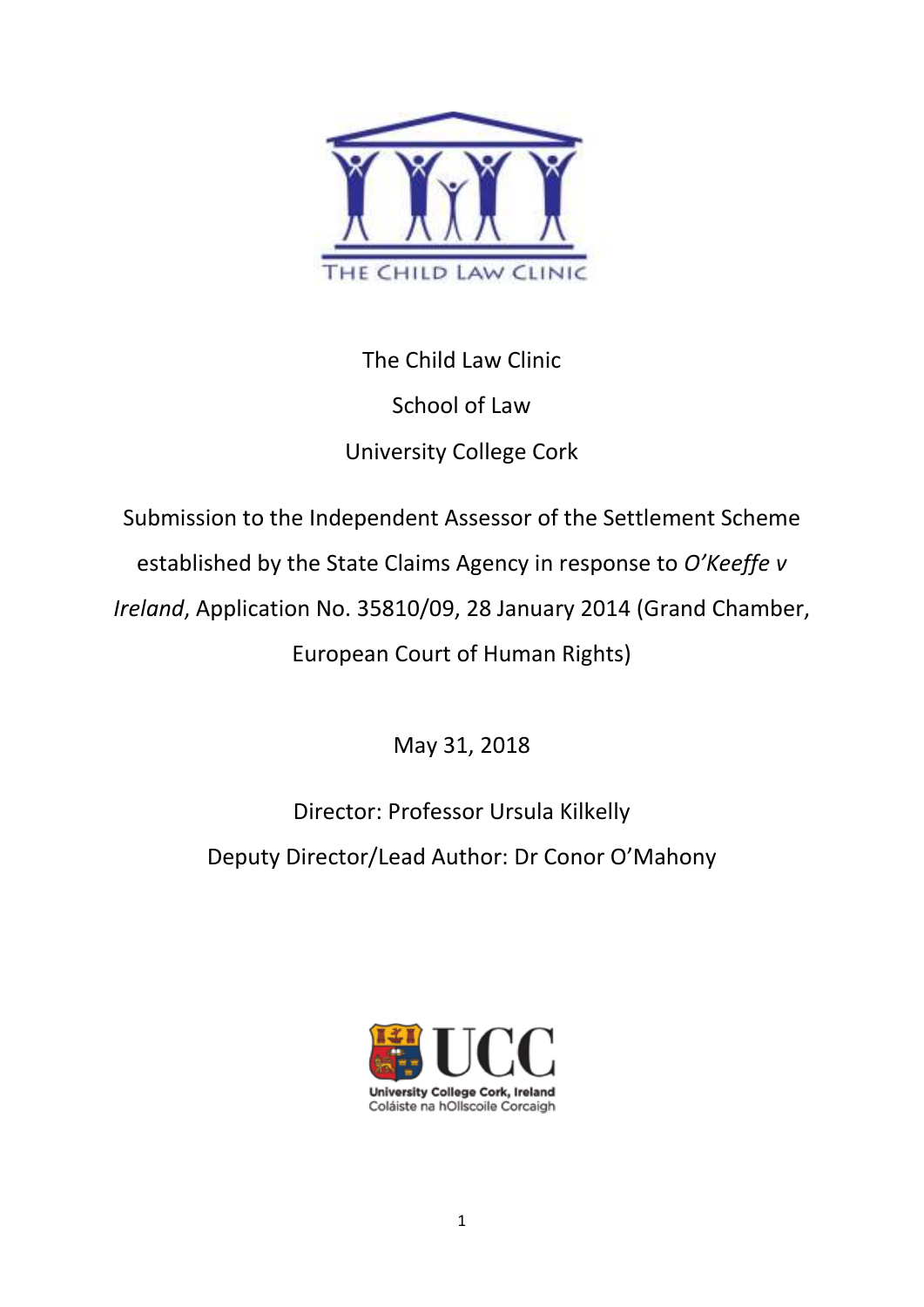THE CHILD LAW CLINIC

The Child Law Clinic

School of Law

University College Cork

Submission to the Independent Assessor of the Settlement Scheme established by the State Claims Agency in response to *O'Keeffe v Ireland*, Application No. 35810/09, 28 January 2014 (Grand Chamber, European Court of Human Rights)

May 31, 2018

Director: Professor Ursula Kilkelly

Deputy Director/Lead Author: Dr Conor O'Mahony

UCC

University College Cork, Ireland

Coláiste na hOllscoile Corcaigh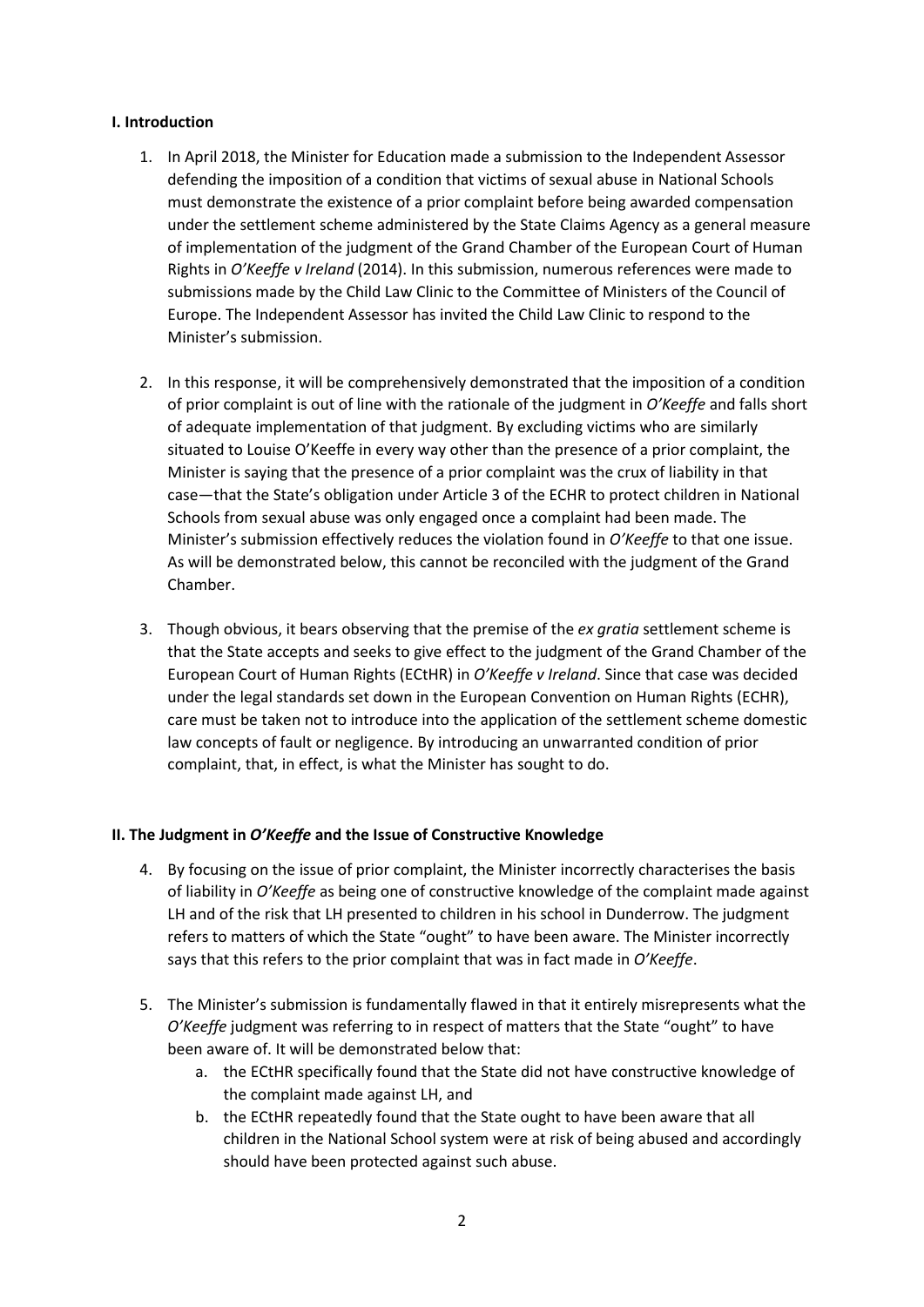## I. Introduction

1. In April 2018, the Minister for Education made a submission to the Independent Assessor defending the imposition of a condition that victims of sexual abuse in National Schools must demonstrate the existence of a prior complaint before being awarded compensation under the settlement scheme administered by the State Claims Agency as a general measure of implementation of the judgment of the Grand Chamber of the European Court of Human Rights in *O'Keeffe v Ireland* (2014). In this submission, numerous references were made to submissions made by the Child Law Clinic to the Committee of Ministers of the Council of Europe. The Independent Assessor has invited the Child Law Clinic to respond to the Minister's submission.

2. In this response, it will be comprehensively demonstrated that the imposition of a condition of prior complaint is out of line with the rationale of the judgment in *O'Keeffe* and falls short of adequate implementation of that judgment. By excluding victims who are similarly situated to Louise O'Keeffe in every way other than the presence of a prior complaint, the Minister is saying that the presence of a prior complaint was the crux of liability in that case—that the State's obligation under Article 3 of the ECHR to protect children in National Schools from sexual abuse was only engaged once a complaint had been made. The Minister's submission effectively reduces the violation found in *O'Keeffe* to that one issue. As will be demonstrated below, this cannot be reconciled with the judgment of the Grand Chamber.

3. Though obvious, it bears observing that the premise of the *ex gratia* settlement scheme is that the State accepts and seeks to give effect to the judgment of the Grand Chamber of the European Court of Human Rights (ECtHR) in *O'Keeffe v Ireland*. Since that case was decided under the legal standards set down in the European Convention on Human Rights (ECHR), care must be taken not to introduce into the application of the settlement scheme domestic law concepts of fault or negligence. By introducing an unwarranted condition of prior complaint, that, in effect, is what the Minister has sought to do.

## II. The Judgment in *O'Keeffe* and the Issue of Constructive Knowledge

4. By focusing on the issue of prior complaint, the Minister incorrectly characterises the basis of liability in *O'Keeffe* as being one of constructive knowledge of the complaint made against LH and of the risk that LH presented to children in his school in Dunderrow. The judgment refers to matters of which the State "ought" to have been aware. The Minister incorrectly says that this refers to the prior complaint that was in fact made in *O'Keeffe*.

5. The Minister's submission is fundamentally flawed in that it entirely misrepresents what the *O'Keeffe* judgment was referring to in respect of matters that the State "ought" to have been aware of. It will be demonstrated below that:
   a. the ECtHR specifically found that the State did not have constructive knowledge of the complaint made against LH, and
   b. the ECtHR repeatedly found that the State ought to have been aware that all children in the National School system were at risk of being abused and accordingly should have been protected against such abuse.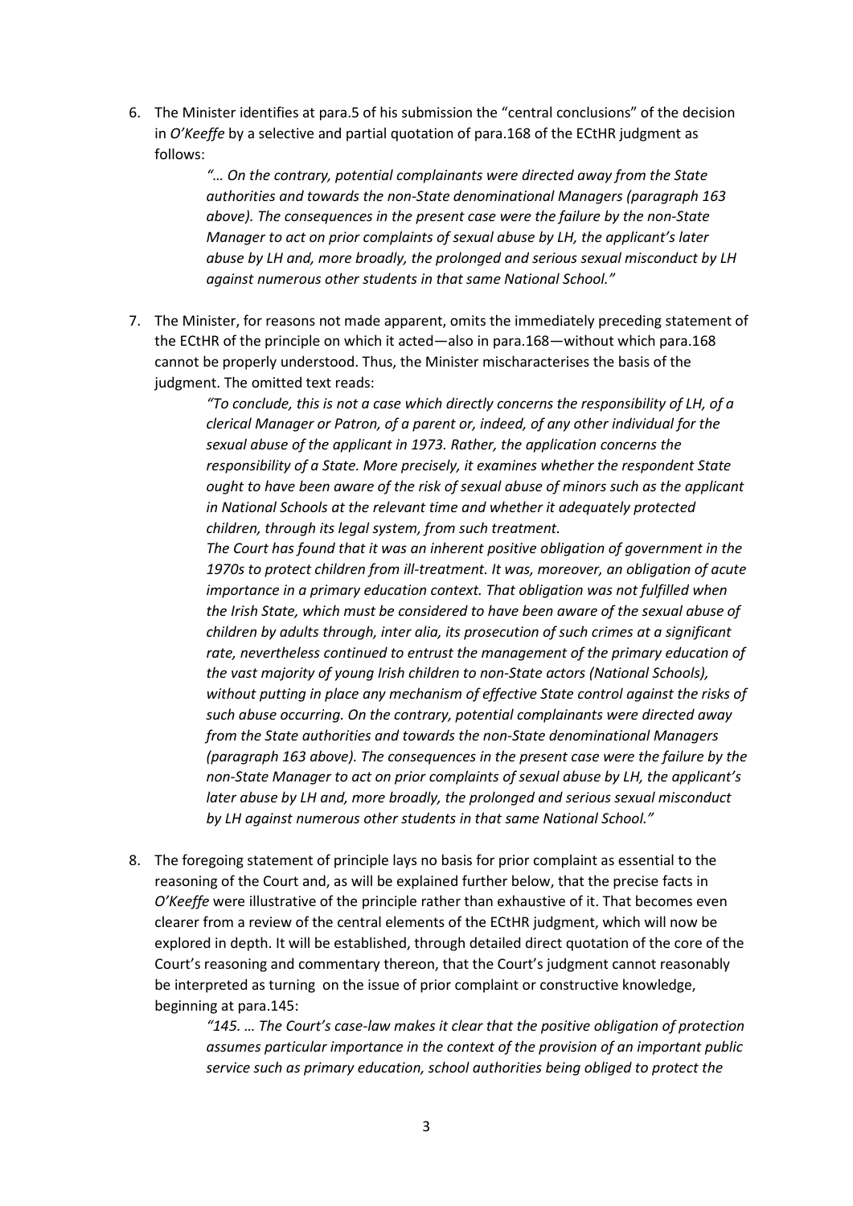6. The Minister identifies at para.5 of his submission the "central conclusions" of the decision in *O'Keeffe* by a selective and partial quotation of para.168 of the ECtHR judgment as follows:

   > *"… On the contrary, potential complainants were directed away from the State authorities and towards the non-State denominational Managers (paragraph 163 above). The consequences in the present case were the failure by the non-State Manager to act on prior complaints of sexual abuse by LH, the applicant's later abuse by LH and, more broadly, the prolonged and serious sexual misconduct by LH against numerous other students in that same National School."*

7. The Minister, for reasons not made apparent, omits the immediately preceding statement of the ECtHR of the principle on which it acted—also in para.168—without which para.168 cannot be properly understood. Thus, the Minister mischaracterises the basis of the judgment. The omitted text reads:

   > *"To conclude, this is not a case which directly concerns the responsibility of LH, of a clerical Manager or Patron, of a parent or, indeed, of any other individual for the sexual abuse of the applicant in 1973. Rather, the application concerns the responsibility of a State. More precisely, it examines whether the respondent State ought to have been aware of the risk of sexual abuse of minors such as the applicant in National Schools at the relevant time and whether it adequately protected children, through its legal system, from such treatment.*
   >
   > *The Court has found that it was an inherent positive obligation of government in the 1970s to protect children from ill-treatment. It was, moreover, an obligation of acute importance in a primary education context. That obligation was not fulfilled when the Irish State, which must be considered to have been aware of the sexual abuse of children by adults through, inter alia, its prosecution of such crimes at a significant rate, nevertheless continued to entrust the management of the primary education of the vast majority of young Irish children to non-State actors (National Schools), without putting in place any mechanism of effective State control against the risks of such abuse occurring. On the contrary, potential complainants were directed away from the State authorities and towards the non-State denominational Managers (paragraph 163 above). The consequences in the present case were the failure by the non-State Manager to act on prior complaints of sexual abuse by LH, the applicant's later abuse by LH and, more broadly, the prolonged and serious sexual misconduct by LH against numerous other students in that same National School."*

8. The foregoing statement of principle lays no basis for prior complaint as essential to the reasoning of the Court and, as will be explained further below, that the precise facts in *O'Keeffe* were illustrative of the principle rather than exhaustive of it. That becomes even clearer from a review of the central elements of the ECtHR judgment, which will now be explored in depth. It will be established, through detailed direct quotation of the core of the Court's reasoning and commentary thereon, that the Court's judgment cannot reasonably be interpreted as turning on the issue of prior complaint or constructive knowledge, beginning at para.145:

   > *"145. … The Court's case-law makes it clear that the positive obligation of protection assumes particular importance in the context of the provision of an important public service such as primary education, school authorities being obliged to protect the*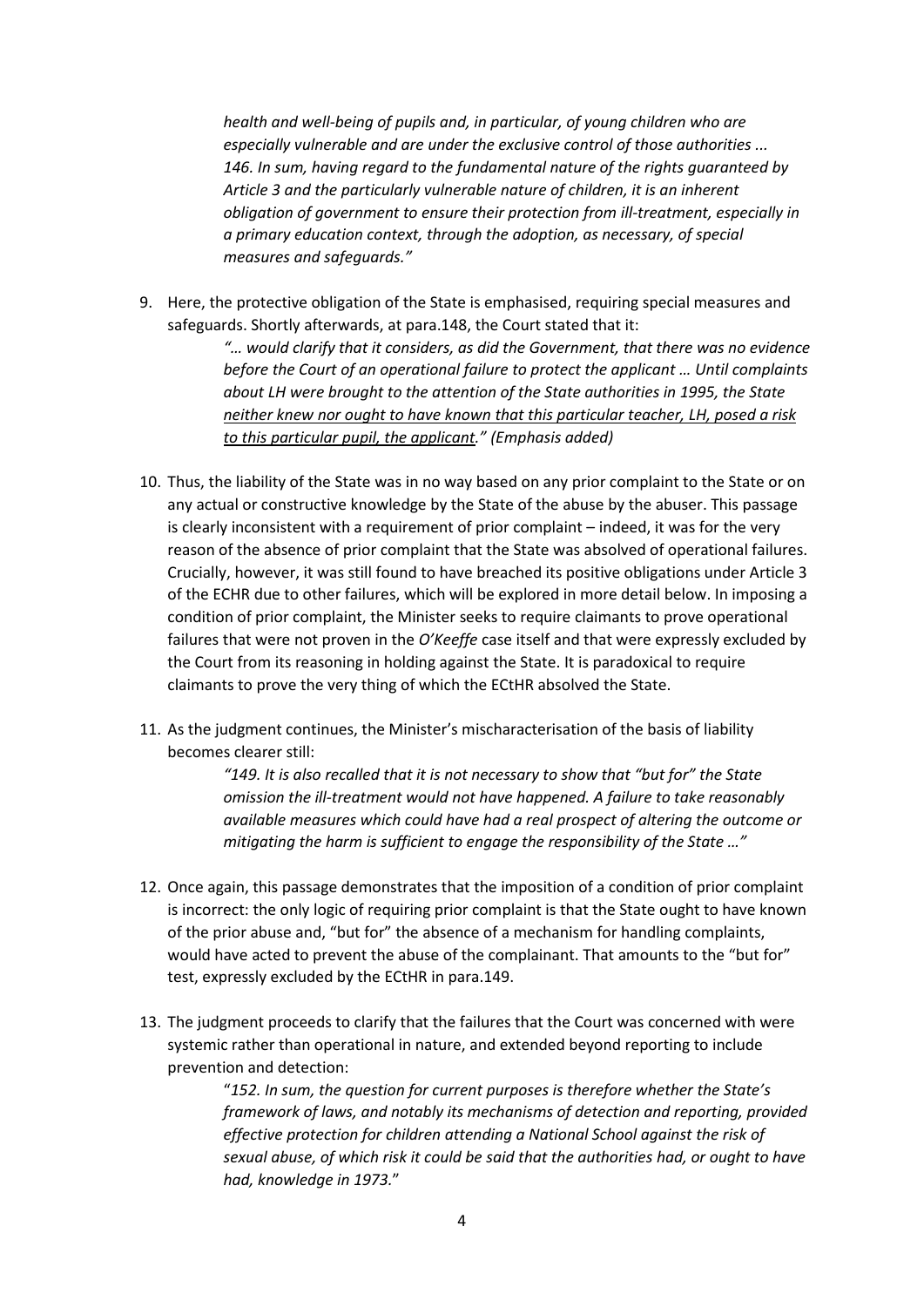> *health and well-being of pupils and, in particular, of young children who are especially vulnerable and are under the exclusive control of those authorities ... 146. In sum, having regard to the fundamental nature of the rights guaranteed by Article 3 and the particularly vulnerable nature of children, it is an inherent obligation of government to ensure their protection from ill-treatment, especially in a primary education context, through the adoption, as necessary, of special measures and safeguards."*

9. Here, the protective obligation of the State is emphasised, requiring special measures and safeguards. Shortly afterwards, at para.148, the Court stated that it:

   > *"… would clarify that it considers, as did the Government, that there was no evidence before the Court of an operational failure to protect the applicant … Until complaints about LH were brought to the attention of the State authorities in 1995, the State <u>neither knew nor ought to have known that this particular teacher, LH, posed a risk to this particular pupil, the applicant</u>." (Emphasis added)*

10. Thus, the liability of the State was in no way based on any prior complaint to the State or on any actual or constructive knowledge by the State of the abuse by the abuser. This passage is clearly inconsistent with a requirement of prior complaint – indeed, it was for the very reason of the absence of prior complaint that the State was absolved of operational failures. Crucially, however, it was still found to have breached its positive obligations under Article 3 of the ECHR due to other failures, which will be explored in more detail below. In imposing a condition of prior complaint, the Minister seeks to require claimants to prove operational failures that were not proven in the *O'Keeffe* case itself and that were expressly excluded by the Court from its reasoning in holding against the State. It is paradoxical to require claimants to prove the very thing of which the ECtHR absolved the State.

11. As the judgment continues, the Minister's mischaracterisation of the basis of liability becomes clearer still:

    > *"149. It is also recalled that it is not necessary to show that "but for" the State omission the ill-treatment would not have happened. A failure to take reasonably available measures which could have had a real prospect of altering the outcome or mitigating the harm is sufficient to engage the responsibility of the State …"*

12. Once again, this passage demonstrates that the imposition of a condition of prior complaint is incorrect: the only logic of requiring prior complaint is that the State ought to have known of the prior abuse and, "but for" the absence of a mechanism for handling complaints, would have acted to prevent the abuse of the complainant. That amounts to the "but for" test, expressly excluded by the ECtHR in para.149.

13. The judgment proceeds to clarify that the failures that the Court was concerned with were systemic rather than operational in nature, and extended beyond reporting to include prevention and detection:

    > "*152. In sum, the question for current purposes is therefore whether the State's framework of laws, and notably its mechanisms of detection and reporting, provided effective protection for children attending a National School against the risk of sexual abuse, of which risk it could be said that the authorities had, or ought to have had, knowledge in 1973.*"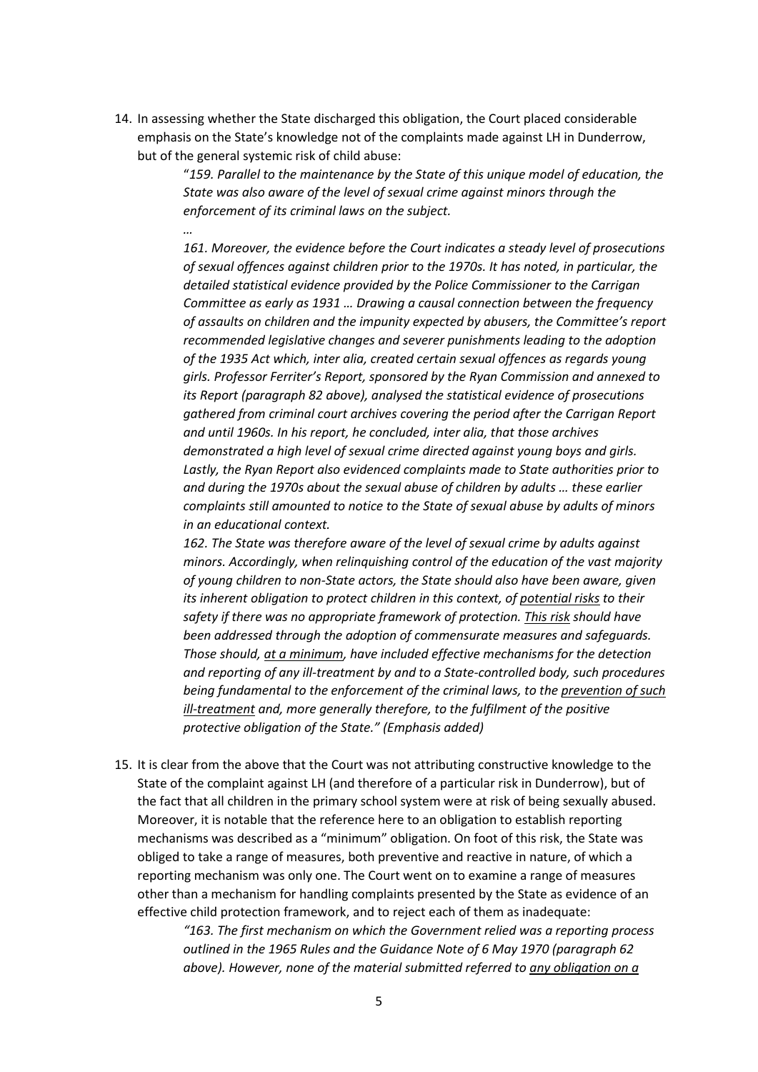14. In assessing whether the State discharged this obligation, the Court placed considerable emphasis on the State's knowledge not of the complaints made against LH in Dunderrow, but of the general systemic risk of child abuse:

> "*159. Parallel to the maintenance by the State of this unique model of education, the State was also aware of the level of sexual crime against minors through the enforcement of its criminal laws on the subject.*
>
> *…*
>
> *161. Moreover, the evidence before the Court indicates a steady level of prosecutions of sexual offences against children prior to the 1970s. It has noted, in particular, the detailed statistical evidence provided by the Police Commissioner to the Carrigan Committee as early as 1931 … Drawing a causal connection between the frequency of assaults on children and the impunity expected by abusers, the Committee's report recommended legislative changes and severer punishments leading to the adoption of the 1935 Act which, inter alia, created certain sexual offences as regards young girls. Professor Ferriter's Report, sponsored by the Ryan Commission and annexed to its Report (paragraph 82 above), analysed the statistical evidence of prosecutions gathered from criminal court archives covering the period after the Carrigan Report and until 1960s. In his report, he concluded, inter alia, that those archives demonstrated a high level of sexual crime directed against young boys and girls. Lastly, the Ryan Report also evidenced complaints made to State authorities prior to and during the 1970s about the sexual abuse of children by adults … these earlier complaints still amounted to notice to the State of sexual abuse by adults of minors in an educational context.*
>
> *162. The State was therefore aware of the level of sexual crime by adults against minors. Accordingly, when relinquishing control of the education of the vast majority of young children to non-State actors, the State should also have been aware, given its inherent obligation to protect children in this context, of <u>potential risks</u> to their safety if there was no appropriate framework of protection. <u>This risk</u> should have been addressed through the adoption of commensurate measures and safeguards. Those should, <u>at a minimum</u>, have included effective mechanisms for the detection and reporting of any ill-treatment by and to a State-controlled body, such procedures being fundamental to the enforcement of the criminal laws, to the <u>prevention of such ill-treatment</u> and, more generally therefore, to the fulfilment of the positive protective obligation of the State." (Emphasis added)*

15. It is clear from the above that the Court was not attributing constructive knowledge to the State of the complaint against LH (and therefore of a particular risk in Dunderrow), but of the fact that all children in the primary school system were at risk of being sexually abused. Moreover, it is notable that the reference here to an obligation to establish reporting mechanisms was described as a "minimum" obligation. On foot of this risk, the State was obliged to take a range of measures, both preventive and reactive in nature, of which a reporting mechanism was only one. The Court went on to examine a range of measures other than a mechanism for handling complaints presented by the State as evidence of an effective child protection framework, and to reject each of them as inadequate:

> *"163. The first mechanism on which the Government relied was a reporting process outlined in the 1965 Rules and the Guidance Note of 6 May 1970 (paragraph 62 above). However, none of the material submitted referred to <u>any obligation on a</u>*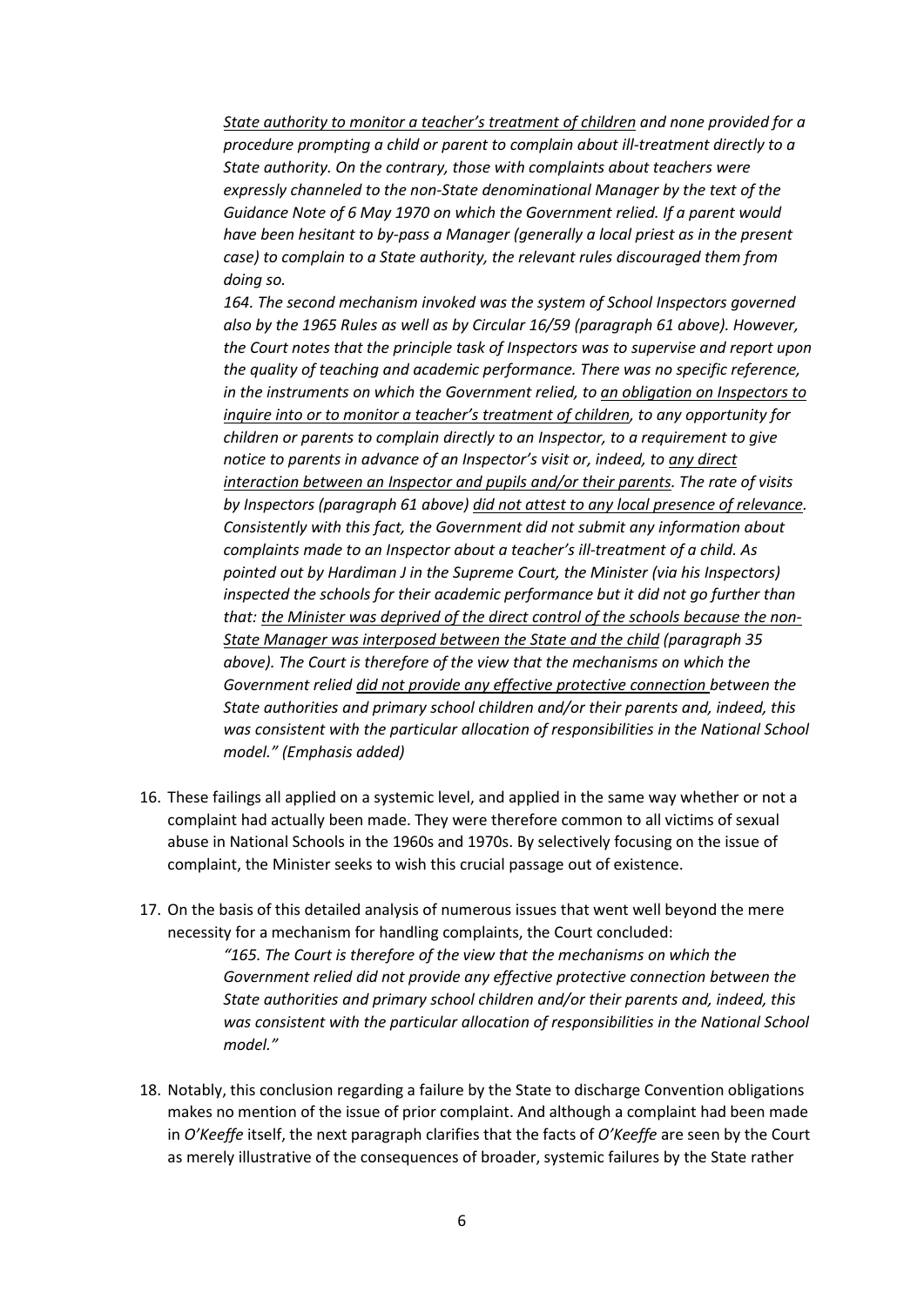> *<u>State authority to monitor a teacher's treatment of children</u> and none provided for a procedure prompting a child or parent to complain about ill-treatment directly to a State authority. On the contrary, those with complaints about teachers were expressly channeled to the non-State denominational Manager by the text of the Guidance Note of 6 May 1970 on which the Government relied. If a parent would have been hesitant to by-pass a Manager (generally a local priest as in the present case) to complain to a State authority, the relevant rules discouraged them from doing so.*
>
> *164. The second mechanism invoked was the system of School Inspectors governed also by the 1965 Rules as well as by Circular 16/59 (paragraph 61 above). However, the Court notes that the principle task of Inspectors was to supervise and report upon the quality of teaching and academic performance. There was no specific reference, in the instruments on which the Government relied, to <u>an obligation on Inspectors to inquire into or to monitor a teacher's treatment of children</u>, to any opportunity for children or parents to complain directly to an Inspector, to a requirement to give notice to parents in advance of an Inspector's visit or, indeed, to <u>any direct interaction between an Inspector and pupils and/or their parents</u>. The rate of visits by Inspectors (paragraph 61 above) <u>did not attest to any local presence of relevance</u>. Consistently with this fact, the Government did not submit any information about complaints made to an Inspector about a teacher's ill-treatment of a child. As pointed out by Hardiman J in the Supreme Court, the Minister (via his Inspectors) inspected the schools for their academic performance but it did not go further than that: <u>the Minister was deprived of the direct control of the schools because the non-State Manager was interposed between the State and the child</u> (paragraph 35 above). The Court is therefore of the view that the mechanisms on which the Government relied <u>did not provide any effective protective connection</u> between the State authorities and primary school children and/or their parents and, indeed, this was consistent with the particular allocation of responsibilities in the National School model." (Emphasis added)*

16. These failings all applied on a systemic level, and applied in the same way whether or not a complaint had actually been made. They were therefore common to all victims of sexual abuse in National Schools in the 1960s and 1970s. By selectively focusing on the issue of complaint, the Minister seeks to wish this crucial passage out of existence.

17. On the basis of this detailed analysis of numerous issues that went well beyond the mere necessity for a mechanism for handling complaints, the Court concluded:

    > *"165. The Court is therefore of the view that the mechanisms on which the Government relied did not provide any effective protective connection between the State authorities and primary school children and/or their parents and, indeed, this was consistent with the particular allocation of responsibilities in the National School model."*

18. Notably, this conclusion regarding a failure by the State to discharge Convention obligations makes no mention of the issue of prior complaint. And although a complaint had been made in *O'Keeffe* itself, the next paragraph clarifies that the facts of *O'Keeffe* are seen by the Court as merely illustrative of the consequences of broader, systemic failures by the State rather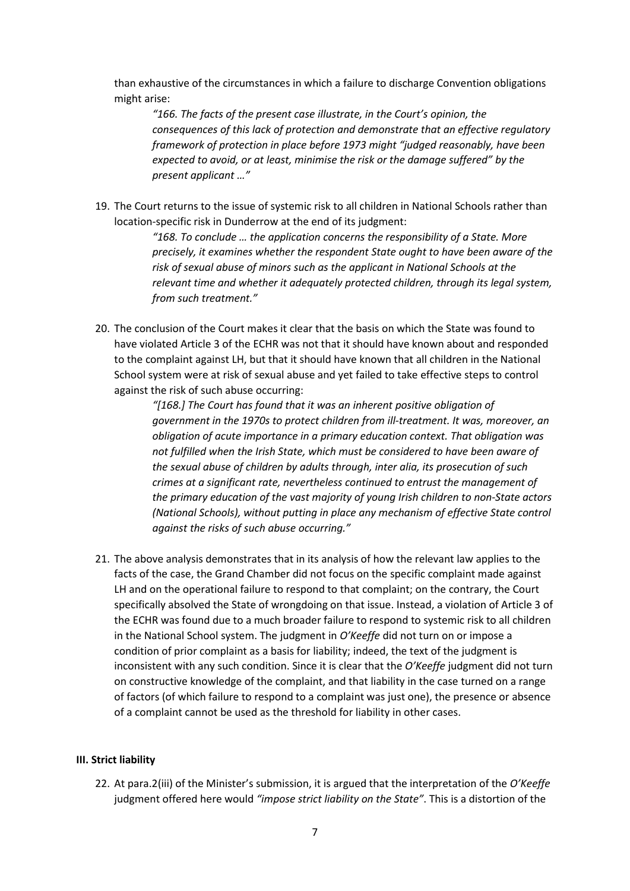than exhaustive of the circumstances in which a failure to discharge Convention obligations might arise:

> *"166. The facts of the present case illustrate, in the Court's opinion, the consequences of this lack of protection and demonstrate that an effective regulatory framework of protection in place before 1973 might "judged reasonably, have been expected to avoid, or at least, minimise the risk or the damage suffered" by the present applicant …"*

19. The Court returns to the issue of systemic risk to all children in National Schools rather than location-specific risk in Dunderrow at the end of its judgment:

> *"168. To conclude … the application concerns the responsibility of a State. More precisely, it examines whether the respondent State ought to have been aware of the risk of sexual abuse of minors such as the applicant in National Schools at the relevant time and whether it adequately protected children, through its legal system, from such treatment."*

20. The conclusion of the Court makes it clear that the basis on which the State was found to have violated Article 3 of the ECHR was not that it should have known about and responded to the complaint against LH, but that it should have known that all children in the National School system were at risk of sexual abuse and yet failed to take effective steps to control against the risk of such abuse occurring:

> *"[168.] The Court has found that it was an inherent positive obligation of government in the 1970s to protect children from ill-treatment. It was, moreover, an obligation of acute importance in a primary education context. That obligation was not fulfilled when the Irish State, which must be considered to have been aware of the sexual abuse of children by adults through, inter alia, its prosecution of such crimes at a significant rate, nevertheless continued to entrust the management of the primary education of the vast majority of young Irish children to non-State actors (National Schools), without putting in place any mechanism of effective State control against the risks of such abuse occurring."*

21. The above analysis demonstrates that in its analysis of how the relevant law applies to the facts of the case, the Grand Chamber did not focus on the specific complaint made against LH and on the operational failure to respond to that complaint; on the contrary, the Court specifically absolved the State of wrongdoing on that issue. Instead, a violation of Article 3 of the ECHR was found due to a much broader failure to respond to systemic risk to all children in the National School system. The judgment in *O'Keeffe* did not turn on or impose a condition of prior complaint as a basis for liability; indeed, the text of the judgment is inconsistent with any such condition. Since it is clear that the *O'Keeffe* judgment did not turn on constructive knowledge of the complaint, and that liability in the case turned on a range of factors (of which failure to respond to a complaint was just one), the presence or absence of a complaint cannot be used as the threshold for liability in other cases.

### III. Strict liability

22. At para.2(iii) of the Minister's submission, it is argued that the interpretation of the *O'Keeffe* judgment offered here would *"impose strict liability on the State"*. This is a distortion of the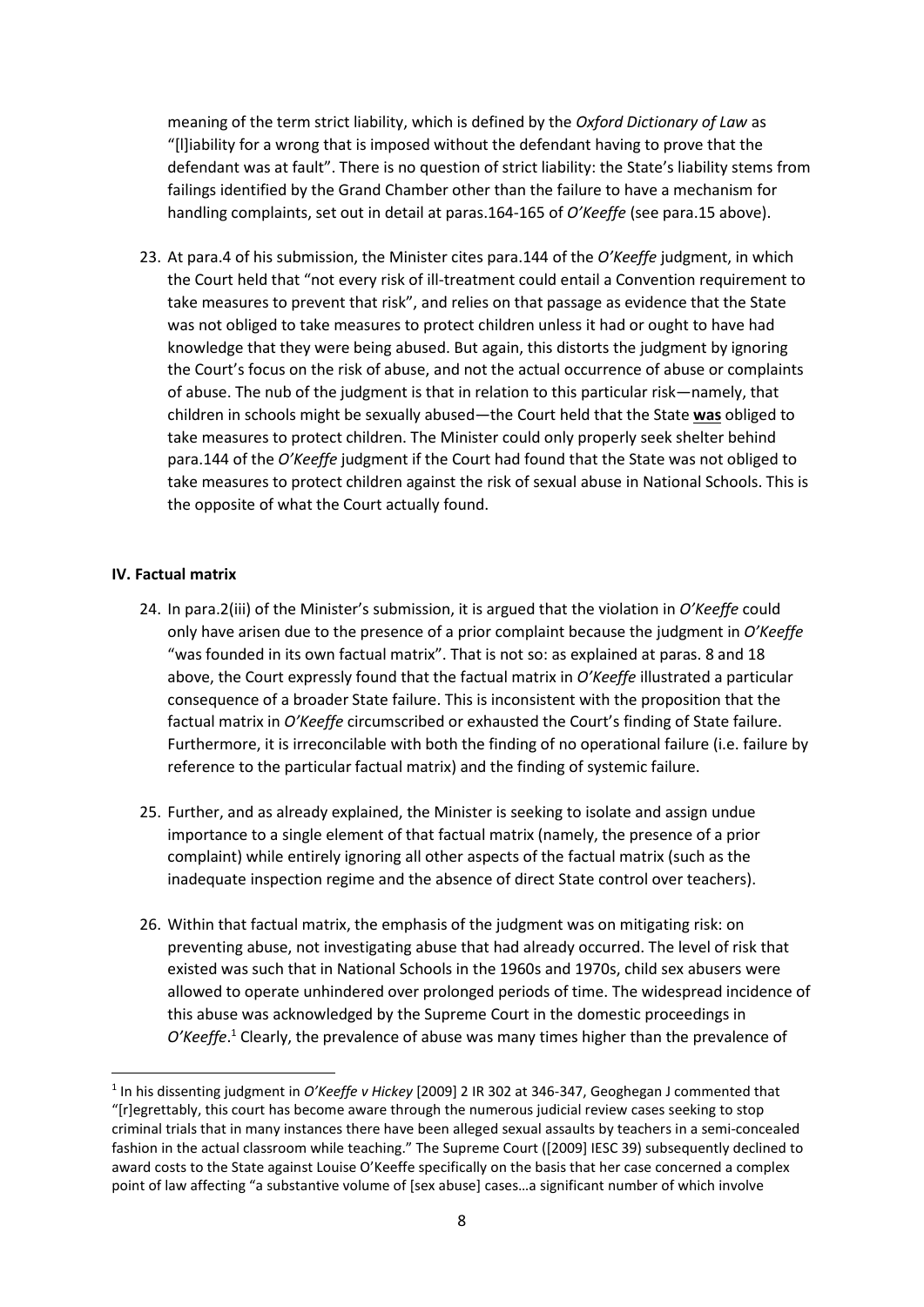meaning of the term strict liability, which is defined by the *Oxford Dictionary of Law* as "[l]iability for a wrong that is imposed without the defendant having to prove that the defendant was at fault". There is no question of strict liability: the State's liability stems from failings identified by the Grand Chamber other than the failure to have a mechanism for handling complaints, set out in detail at paras.164-165 of *O'Keeffe* (see para.15 above).

23. At para.4 of his submission, the Minister cites para.144 of the *O'Keeffe* judgment, in which the Court held that "not every risk of ill-treatment could entail a Convention requirement to take measures to prevent that risk", and relies on that passage as evidence that the State was not obliged to take measures to protect children unless it had or ought to have had knowledge that they were being abused. But again, this distorts the judgment by ignoring the Court's focus on the risk of abuse, and not the actual occurrence of abuse or complaints of abuse. The nub of the judgment is that in relation to this particular risk—namely, that children in schools might be sexually abused—the Court held that the State **was** obliged to take measures to protect children. The Minister could only properly seek shelter behind para.144 of the *O'Keeffe* judgment if the Court had found that the State was not obliged to take measures to protect children against the risk of sexual abuse in National Schools. This is the opposite of what the Court actually found.

#### IV. Factual matrix

24. In para.2(iii) of the Minister's submission, it is argued that the violation in *O'Keeffe* could only have arisen due to the presence of a prior complaint because the judgment in *O'Keeffe* "was founded in its own factual matrix". That is not so: as explained at paras. 8 and 18 above, the Court expressly found that the factual matrix in *O'Keeffe* illustrated a particular consequence of a broader State failure. This is inconsistent with the proposition that the factual matrix in *O'Keeffe* circumscribed or exhausted the Court's finding of State failure. Furthermore, it is irreconcilable with both the finding of no operational failure (i.e. failure by reference to the particular factual matrix) and the finding of systemic failure.

25. Further, and as already explained, the Minister is seeking to isolate and assign undue importance to a single element of that factual matrix (namely, the presence of a prior complaint) while entirely ignoring all other aspects of the factual matrix (such as the inadequate inspection regime and the absence of direct State control over teachers).

26. Within that factual matrix, the emphasis of the judgment was on mitigating risk: on preventing abuse, not investigating abuse that had already occurred. The level of risk that existed was such that in National Schools in the 1960s and 1970s, child sex abusers were allowed to operate unhindered over prolonged periods of time. The widespread incidence of this abuse was acknowledged by the Supreme Court in the domestic proceedings in *O'Keeffe*.[1] Clearly, the prevalence of abuse was many times higher than the prevalence of

---

[1] In his dissenting judgment in *O'Keeffe v Hickey* [2009] 2 IR 302 at 346-347, Geoghegan J commented that "[r]egrettably, this court has become aware through the numerous judicial review cases seeking to stop criminal trials that in many instances there have been alleged sexual assaults by teachers in a semi-concealed fashion in the actual classroom while teaching." The Supreme Court ([2009] IESC 39) subsequently declined to award costs to the State against Louise O'Keeffe specifically on the basis that her case concerned a complex point of law affecting "a substantive volume of [sex abuse] cases…a significant number of which involve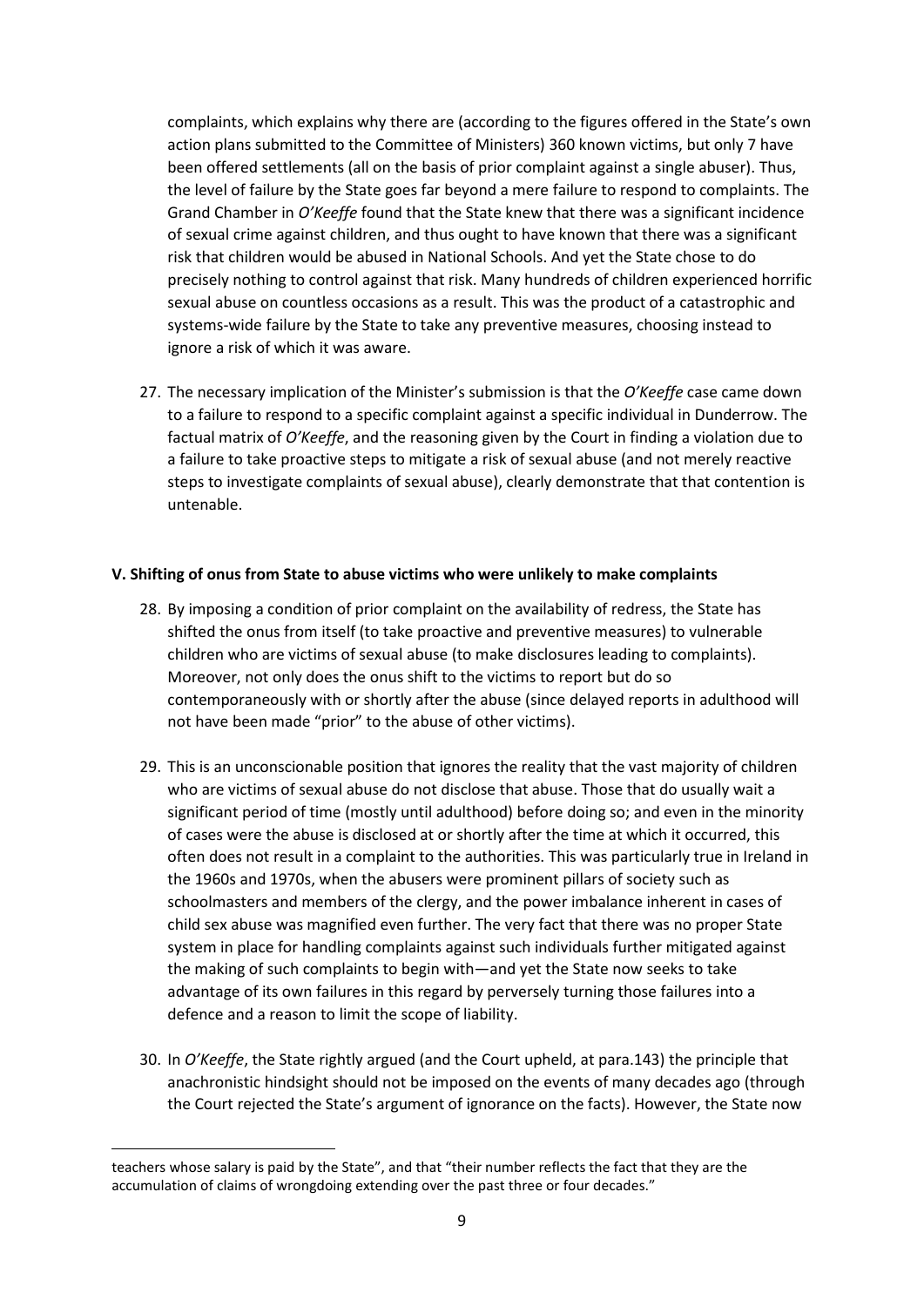complaints, which explains why there are (according to the figures offered in the State's own action plans submitted to the Committee of Ministers) 360 known victims, but only 7 have been offered settlements (all on the basis of prior complaint against a single abuser). Thus, the level of failure by the State goes far beyond a mere failure to respond to complaints. The Grand Chamber in *O'Keeffe* found that the State knew that there was a significant incidence of sexual crime against children, and thus ought to have known that there was a significant risk that children would be abused in National Schools. And yet the State chose to do precisely nothing to control against that risk. Many hundreds of children experienced horrific sexual abuse on countless occasions as a result. This was the product of a catastrophic and systems-wide failure by the State to take any preventive measures, choosing instead to ignore a risk of which it was aware.

27. The necessary implication of the Minister's submission is that the *O'Keeffe* case came down to a failure to respond to a specific complaint against a specific individual in Dunderrow. The factual matrix of *O'Keeffe*, and the reasoning given by the Court in finding a violation due to a failure to take proactive steps to mitigate a risk of sexual abuse (and not merely reactive steps to investigate complaints of sexual abuse), clearly demonstrate that that contention is untenable.

**V. Shifting of onus from State to abuse victims who were unlikely to make complaints**

28. By imposing a condition of prior complaint on the availability of redress, the State has shifted the onus from itself (to take proactive and preventive measures) to vulnerable children who are victims of sexual abuse (to make disclosures leading to complaints). Moreover, not only does the onus shift to the victims to report but do so contemporaneously with or shortly after the abuse (since delayed reports in adulthood will not have been made "prior" to the abuse of other victims).

29. This is an unconscionable position that ignores the reality that the vast majority of children who are victims of sexual abuse do not disclose that abuse. Those that do usually wait a significant period of time (mostly until adulthood) before doing so; and even in the minority of cases were the abuse is disclosed at or shortly after the time at which it occurred, this often does not result in a complaint to the authorities. This was particularly true in Ireland in the 1960s and 1970s, when the abusers were prominent pillars of society such as schoolmasters and members of the clergy, and the power imbalance inherent in cases of child sex abuse was magnified even further. The very fact that there was no proper State system in place for handling complaints against such individuals further mitigated against the making of such complaints to begin with—and yet the State now seeks to take advantage of its own failures in this regard by perversely turning those failures into a defence and a reason to limit the scope of liability.

30. In *O'Keeffe*, the State rightly argued (and the Court upheld, at para.143) the principle that anachronistic hindsight should not be imposed on the events of many decades ago (through the Court rejected the State's argument of ignorance on the facts). However, the State now

teachers whose salary is paid by the State", and that "their number reflects the fact that they are the accumulation of claims of wrongdoing extending over the past three or four decades."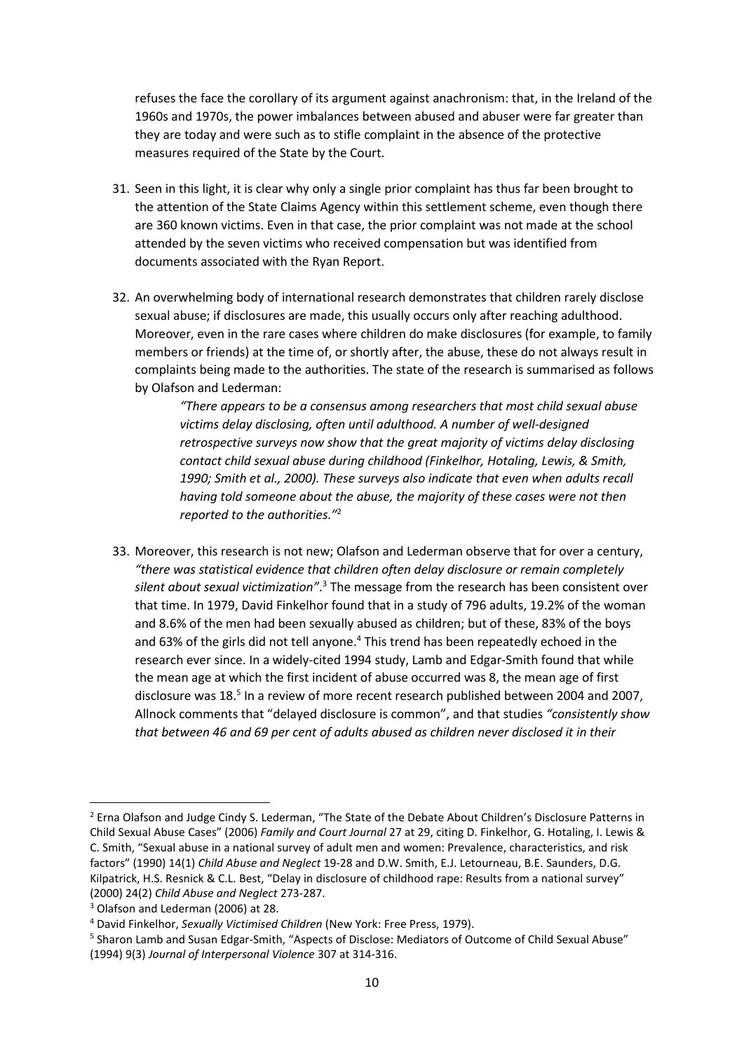refuses the face the corollary of its argument against anachronism: that, in the Ireland of the 1960s and 1970s, the power imbalances between abused and abuser were far greater than they are today and were such as to stifle complaint in the absence of the protective measures required of the State by the Court.

31. Seen in this light, it is clear why only a single prior complaint has thus far been brought to the attention of the State Claims Agency within this settlement scheme, even though there are 360 known victims. Even in that case, the prior complaint was not made at the school attended by the seven victims who received compensation but was identified from documents associated with the Ryan Report.

32. An overwhelming body of international research demonstrates that children rarely disclose sexual abuse; if disclosures are made, this usually occurs only after reaching adulthood. Moreover, even in the rare cases where children do make disclosures (for example, to family members or friends) at the time of, or shortly after, the abuse, these do not always result in complaints being made to the authorities. The state of the research is summarised as follows by Olafson and Lederman:

    > *"There appears to be a consensus among researchers that most child sexual abuse victims delay disclosing, often until adulthood. A number of well-designed retrospective surveys now show that the great majority of victims delay disclosing contact child sexual abuse during childhood (Finkelhor, Hotaling, Lewis, & Smith, 1990; Smith et al., 2000). These surveys also indicate that even when adults recall having told someone about the abuse, the majority of these cases were not then reported to the authorities."*[2]

33. Moreover, this research is not new; Olafson and Lederman observe that for over a century, *"there was statistical evidence that children often delay disclosure or remain completely silent about sexual victimization"*.[3] The message from the research has been consistent over that time. In 1979, David Finkelhor found that in a study of 796 adults, 19.2% of the woman and 8.6% of the men had been sexually abused as children; but of these, 83% of the boys and 63% of the girls did not tell anyone.[4] This trend has been repeatedly echoed in the research ever since. In a widely-cited 1994 study, Lamb and Edgar-Smith found that while the mean age at which the first incident of abuse occurred was 8, the mean age of first disclosure was 18.[5] In a review of more recent research published between 2004 and 2007, Allnock comments that "delayed disclosure is common", and that studies *"consistently show that between 46 and 69 per cent of adults abused as children never disclosed it in their*

---

[2] Erna Olafson and Judge Cindy S. Lederman, "The State of the Debate About Children's Disclosure Patterns in Child Sexual Abuse Cases" (2006) *Family and Court Journal* 27 at 29, citing D. Finkelhor, G. Hotaling, I. Lewis & C. Smith, "Sexual abuse in a national survey of adult men and women: Prevalence, characteristics, and risk factors" (1990) 14(1) *Child Abuse and Neglect* 19-28 and D.W. Smith, E.J. Letourneau, B.E. Saunders, D.G. Kilpatrick, H.S. Resnick & C.L. Best, "Delay in disclosure of childhood rape: Results from a national survey" (2000) 24(2) *Child Abuse and Neglect* 273-287.

[3] Olafson and Lederman (2006) at 28.

[4] David Finkelhor, *Sexually Victimised Children* (New York: Free Press, 1979).

[5] Sharon Lamb and Susan Edgar-Smith, "Aspects of Disclose: Mediators of Outcome of Child Sexual Abuse" (1994) 9(3) *Journal of Interpersonal Violence* 307 at 314-316.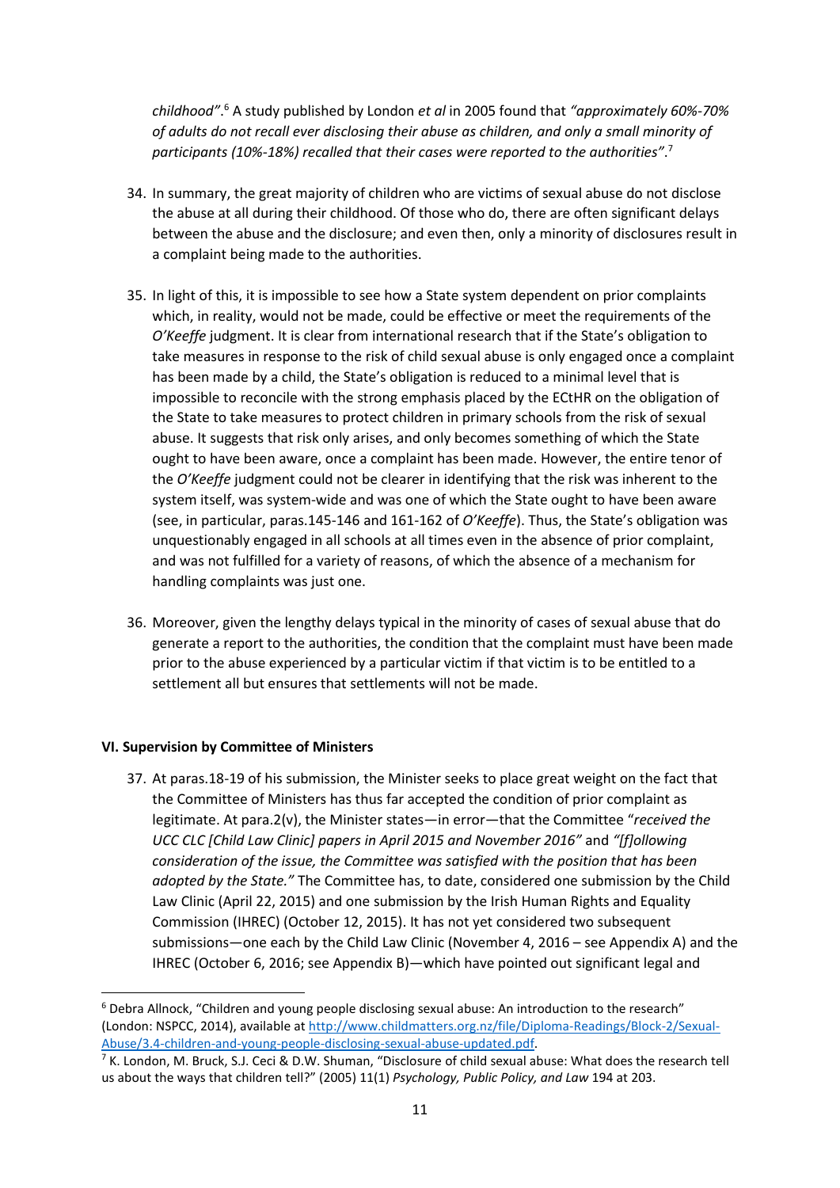*childhood"*.[6] A study published by London *et al* in 2005 found that *"approximately 60%-70% of adults do not recall ever disclosing their abuse as children, and only a small minority of participants (10%-18%) recalled that their cases were reported to the authorities"*.[7]

34. In summary, the great majority of children who are victims of sexual abuse do not disclose the abuse at all during their childhood. Of those who do, there are often significant delays between the abuse and the disclosure; and even then, only a minority of disclosures result in a complaint being made to the authorities.

35. In light of this, it is impossible to see how a State system dependent on prior complaints which, in reality, would not be made, could be effective or meet the requirements of the *O'Keeffe* judgment. It is clear from international research that if the State's obligation to take measures in response to the risk of child sexual abuse is only engaged once a complaint has been made by a child, the State's obligation is reduced to a minimal level that is impossible to reconcile with the strong emphasis placed by the ECtHR on the obligation of the State to take measures to protect children in primary schools from the risk of sexual abuse. It suggests that risk only arises, and only becomes something of which the State ought to have been aware, once a complaint has been made. However, the entire tenor of the *O'Keeffe* judgment could not be clearer in identifying that the risk was inherent to the system itself, was system-wide and was one of which the State ought to have been aware (see, in particular, paras.145-146 and 161-162 of *O'Keeffe*). Thus, the State's obligation was unquestionably engaged in all schools at all times even in the absence of prior complaint, and was not fulfilled for a variety of reasons, of which the absence of a mechanism for handling complaints was just one.

36. Moreover, given the lengthy delays typical in the minority of cases of sexual abuse that do generate a report to the authorities, the condition that the complaint must have been made prior to the abuse experienced by a particular victim if that victim is to be entitled to a settlement all but ensures that settlements will not be made.

## VI. Supervision by Committee of Ministers

37. At paras.18-19 of his submission, the Minister seeks to place great weight on the fact that the Committee of Ministers has thus far accepted the condition of prior complaint as legitimate. At para.2(v), the Minister states—in error—that the Committee "*received the UCC CLC [Child Law Clinic] papers in April 2015 and November 2016"* and *"[f]ollowing consideration of the issue, the Committee was satisfied with the position that has been adopted by the State."* The Committee has, to date, considered one submission by the Child Law Clinic (April 22, 2015) and one submission by the Irish Human Rights and Equality Commission (IHREC) (October 12, 2015). It has not yet considered two subsequent submissions—one each by the Child Law Clinic (November 4, 2016 – see Appendix A) and the IHREC (October 6, 2016; see Appendix B)—which have pointed out significant legal and

---

[6] Debra Allnock, "Children and young people disclosing sexual abuse: An introduction to the research" (London: NSPCC, 2014), available at http://www.childmatters.org.nz/file/Diploma-Readings/Block-2/Sexual-Abuse/3.4-children-and-young-people-disclosing-sexual-abuse-updated.pdf.

[7] K. London, M. Bruck, S.J. Ceci & D.W. Shuman, "Disclosure of child sexual abuse: What does the research tell us about the ways that children tell?" (2005) 11(1) *Psychology, Public Policy, and Law* 194 at 203.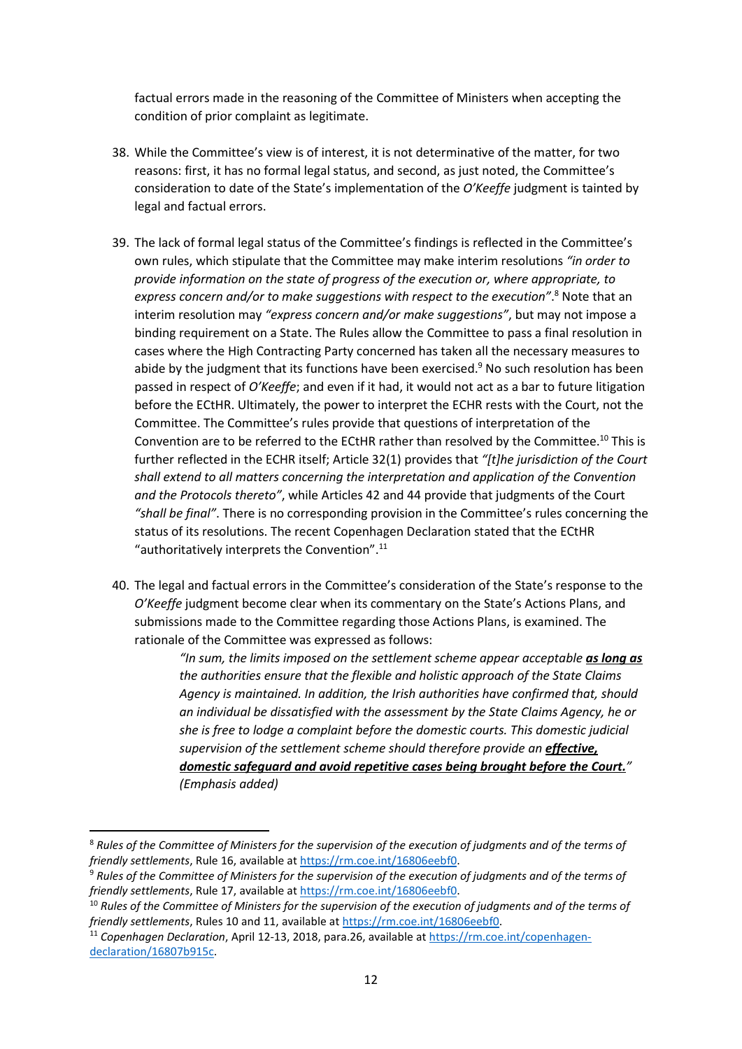factual errors made in the reasoning of the Committee of Ministers when accepting the condition of prior complaint as legitimate.

38. While the Committee's view is of interest, it is not determinative of the matter, for two reasons: first, it has no formal legal status, and second, as just noted, the Committee's consideration to date of the State's implementation of the *O'Keeffe* judgment is tainted by legal and factual errors.

39. The lack of formal legal status of the Committee's findings is reflected in the Committee's own rules, which stipulate that the Committee may make interim resolutions *"in order to provide information on the state of progress of the execution or, where appropriate, to express concern and/or to make suggestions with respect to the execution"*.[8] Note that an interim resolution may *"express concern and/or make suggestions"*, but may not impose a binding requirement on a State. The Rules allow the Committee to pass a final resolution in cases where the High Contracting Party concerned has taken all the necessary measures to abide by the judgment that its functions have been exercised.[9] No such resolution has been passed in respect of *O'Keeffe*; and even if it had, it would not act as a bar to future litigation before the ECtHR. Ultimately, the power to interpret the ECHR rests with the Court, not the Committee. The Committee's rules provide that questions of interpretation of the Convention are to be referred to the ECtHR rather than resolved by the Committee.[10] This is further reflected in the ECHR itself; Article 32(1) provides that *"[t]he jurisdiction of the Court shall extend to all matters concerning the interpretation and application of the Convention and the Protocols thereto"*, while Articles 42 and 44 provide that judgments of the Court *"shall be final"*. There is no corresponding provision in the Committee's rules concerning the status of its resolutions. The recent Copenhagen Declaration stated that the ECtHR "authoritatively interprets the Convention".[11]

40. The legal and factual errors in the Committee's consideration of the State's response to the *O'Keeffe* judgment become clear when its commentary on the State's Actions Plans, and submissions made to the Committee regarding those Actions Plans, is examined. The rationale of the Committee was expressed as follows:

> *"In sum, the limits imposed on the settlement scheme appear acceptable* ***as long as*** *the authorities ensure that the flexible and holistic approach of the State Claims Agency is maintained. In addition, the Irish authorities have confirmed that, should an individual be dissatisfied with the assessment by the State Claims Agency, he or she is free to lodge a complaint before the domestic courts. This domestic judicial supervision of the settlement scheme should therefore provide an* ***effective, domestic safeguard and avoid repetitive cases being brought before the Court."*** *(Emphasis added)*

---

[8] *Rules of the Committee of Ministers for the supervision of the execution of judgments and of the terms of friendly settlements*, Rule 16, available at https://rm.coe.int/16806eebf0.

[9] *Rules of the Committee of Ministers for the supervision of the execution of judgments and of the terms of friendly settlements*, Rule 17, available at https://rm.coe.int/16806eebf0.

[10] *Rules of the Committee of Ministers for the supervision of the execution of judgments and of the terms of friendly settlements*, Rules 10 and 11, available at https://rm.coe.int/16806eebf0.

[11] *Copenhagen Declaration*, April 12-13, 2018, para.26, available at https://rm.coe.int/copenhagen-declaration/16807b915c.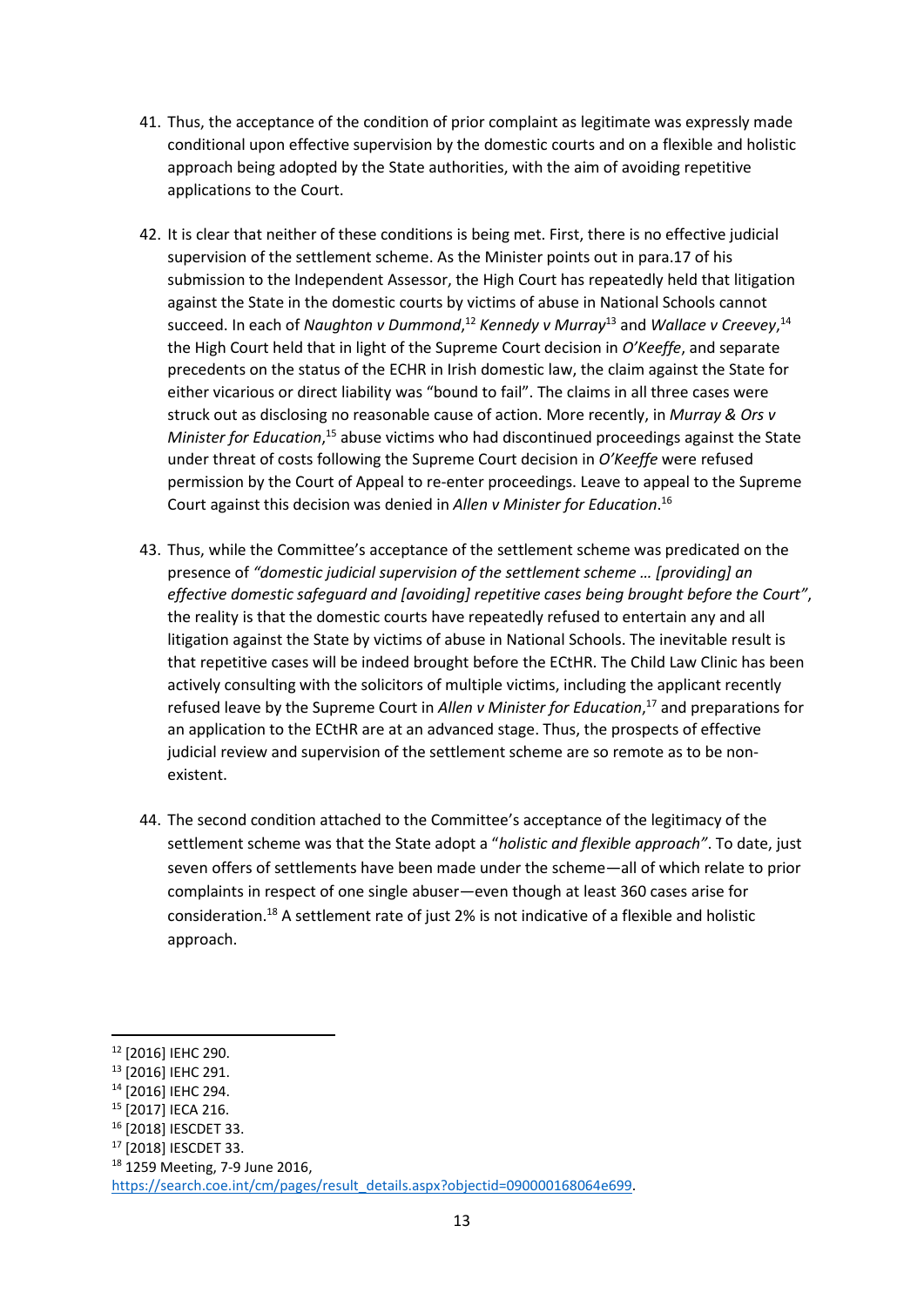41. Thus, the acceptance of the condition of prior complaint as legitimate was expressly made conditional upon effective supervision by the domestic courts and on a flexible and holistic approach being adopted by the State authorities, with the aim of avoiding repetitive applications to the Court.

42. It is clear that neither of these conditions is being met. First, there is no effective judicial supervision of the settlement scheme. As the Minister points out in para.17 of his submission to the Independent Assessor, the High Court has repeatedly held that litigation against the State in the domestic courts by victims of abuse in National Schools cannot succeed. In each of *Naughton v Dummond*,[12] *Kennedy v Murray*[13] and *Wallace v Creevey*,[14] the High Court held that in light of the Supreme Court decision in *O'Keeffe*, and separate precedents on the status of the ECHR in Irish domestic law, the claim against the State for either vicarious or direct liability was "bound to fail". The claims in all three cases were struck out as disclosing no reasonable cause of action. More recently, in *Murray & Ors v Minister for Education*,[15] abuse victims who had discontinued proceedings against the State under threat of costs following the Supreme Court decision in *O'Keeffe* were refused permission by the Court of Appeal to re-enter proceedings. Leave to appeal to the Supreme Court against this decision was denied in *Allen v Minister for Education*.[16]

43. Thus, while the Committee's acceptance of the settlement scheme was predicated on the presence of *"domestic judicial supervision of the settlement scheme … [providing] an effective domestic safeguard and [avoiding] repetitive cases being brought before the Court"*, the reality is that the domestic courts have repeatedly refused to entertain any and all litigation against the State by victims of abuse in National Schools. The inevitable result is that repetitive cases will be indeed brought before the ECtHR. The Child Law Clinic has been actively consulting with the solicitors of multiple victims, including the applicant recently refused leave by the Supreme Court in *Allen v Minister for Education*,[17] and preparations for an application to the ECtHR are at an advanced stage. Thus, the prospects of effective judicial review and supervision of the settlement scheme are so remote as to be non-existent.

44. The second condition attached to the Committee's acceptance of the legitimacy of the settlement scheme was that the State adopt a "*holistic and flexible approach"*. To date, just seven offers of settlements have been made under the scheme—all of which relate to prior complaints in respect of one single abuser—even though at least 360 cases arise for consideration.[18] A settlement rate of just 2% is not indicative of a flexible and holistic approach.

---

[12] [2016] IEHC 290.

[13] [2016] IEHC 291.

[14] [2016] IEHC 294.

[15] [2017] IECA 216.

[16] [2018] IESCDET 33.

[17] [2018] IESCDET 33.

[18] 1259 Meeting, 7-9 June 2016, https://search.coe.int/cm/pages/result_details.aspx?objectid=090000168064e699.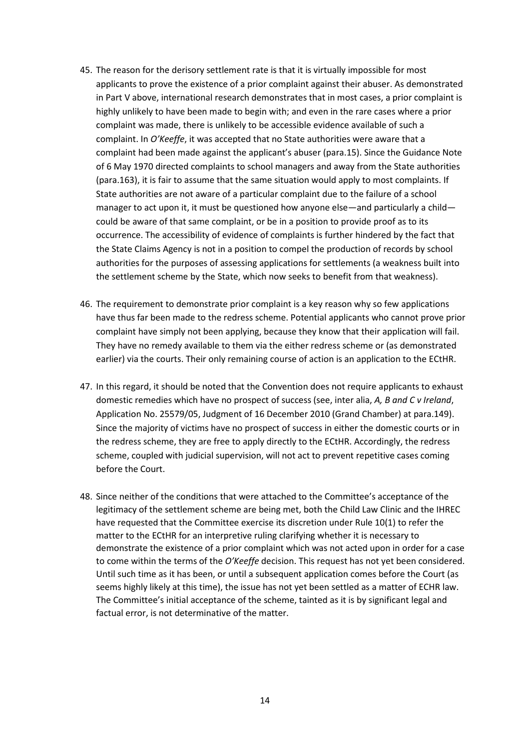45. The reason for the derisory settlement rate is that it is virtually impossible for most applicants to prove the existence of a prior complaint against their abuser. As demonstrated in Part V above, international research demonstrates that in most cases, a prior complaint is highly unlikely to have been made to begin with; and even in the rare cases where a prior complaint was made, there is unlikely to be accessible evidence available of such a complaint. In *O'Keeffe*, it was accepted that no State authorities were aware that a complaint had been made against the applicant's abuser (para.15). Since the Guidance Note of 6 May 1970 directed complaints to school managers and away from the State authorities (para.163), it is fair to assume that the same situation would apply to most complaints. If State authorities are not aware of a particular complaint due to the failure of a school manager to act upon it, it must be questioned how anyone else—and particularly a child—could be aware of that same complaint, or be in a position to provide proof as to its occurrence. The accessibility of evidence of complaints is further hindered by the fact that the State Claims Agency is not in a position to compel the production of records by school authorities for the purposes of assessing applications for settlements (a weakness built into the settlement scheme by the State, which now seeks to benefit from that weakness).

46. The requirement to demonstrate prior complaint is a key reason why so few applications have thus far been made to the redress scheme. Potential applicants who cannot prove prior complaint have simply not been applying, because they know that their application will fail. They have no remedy available to them via the either redress scheme or (as demonstrated earlier) via the courts. Their only remaining course of action is an application to the ECtHR.

47. In this regard, it should be noted that the Convention does not require applicants to exhaust domestic remedies which have no prospect of success (see, inter alia, *A, B and C v Ireland*, Application No. 25579/05, Judgment of 16 December 2010 (Grand Chamber) at para.149). Since the majority of victims have no prospect of success in either the domestic courts or in the redress scheme, they are free to apply directly to the ECtHR. Accordingly, the redress scheme, coupled with judicial supervision, will not act to prevent repetitive cases coming before the Court.

48. Since neither of the conditions that were attached to the Committee's acceptance of the legitimacy of the settlement scheme are being met, both the Child Law Clinic and the IHREC have requested that the Committee exercise its discretion under Rule 10(1) to refer the matter to the ECtHR for an interpretive ruling clarifying whether it is necessary to demonstrate the existence of a prior complaint which was not acted upon in order for a case to come within the terms of the *O'Keeffe* decision. This request has not yet been considered. Until such time as it has been, or until a subsequent application comes before the Court (as seems highly likely at this time), the issue has not yet been settled as a matter of ECHR law. The Committee's initial acceptance of the scheme, tainted as it is by significant legal and factual error, is not determinative of the matter.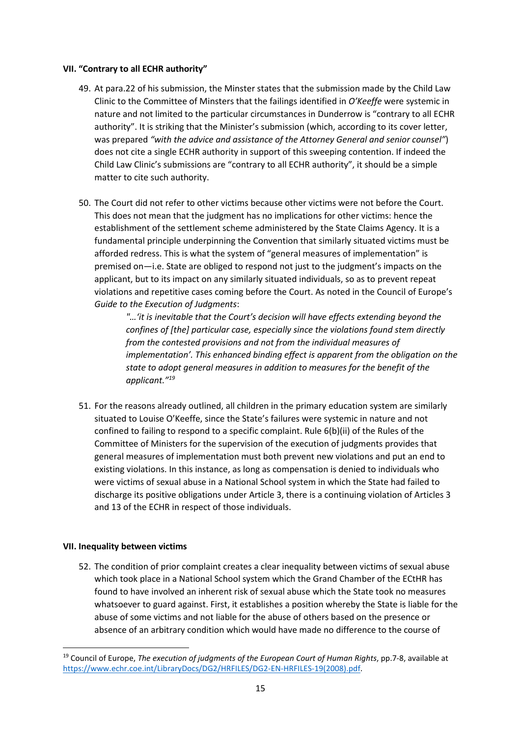### VII. "Contrary to all ECHR authority"

49. At para.22 of his submission, the Minster states that the submission made by the Child Law Clinic to the Committee of Minsters that the failings identified in *O'Keeffe* were systemic in nature and not limited to the particular circumstances in Dunderrow is "contrary to all ECHR authority". It is striking that the Minister's submission (which, according to its cover letter, was prepared *"with the advice and assistance of the Attorney General and senior counsel"*) does not cite a single ECHR authority in support of this sweeping contention. If indeed the Child Law Clinic's submissions are "contrary to all ECHR authority", it should be a simple matter to cite such authority.

50. The Court did not refer to other victims because other victims were not before the Court. This does not mean that the judgment has no implications for other victims: hence the establishment of the settlement scheme administered by the State Claims Agency. It is a fundamental principle underpinning the Convention that similarly situated victims must be afforded redress. This is what the system of "general measures of implementation" is premised on—i.e. State are obliged to respond not just to the judgment's impacts on the applicant, but to its impact on any similarly situated individuals, so as to prevent repeat violations and repetitive cases coming before the Court. As noted in the Council of Europe's *Guide to the Execution of Judgments*:

    > *"…'it is inevitable that the Court's decision will have effects extending beyond the confines of [the] particular case, especially since the violations found stem directly from the contested provisions and not from the individual measures of implementation'. This enhanced binding effect is apparent from the obligation on the state to adopt general measures in addition to measures for the benefit of the applicant."*[19]

51. For the reasons already outlined, all children in the primary education system are similarly situated to Louise O'Keeffe, since the State's failures were systemic in nature and not confined to failing to respond to a specific complaint. Rule 6(b)(ii) of the Rules of the Committee of Ministers for the supervision of the execution of judgments provides that general measures of implementation must both prevent new violations and put an end to existing violations. In this instance, as long as compensation is denied to individuals who were victims of sexual abuse in a National School system in which the State had failed to discharge its positive obligations under Article 3, there is a continuing violation of Articles 3 and 13 of the ECHR in respect of those individuals.

### VII. Inequality between victims

52. The condition of prior complaint creates a clear inequality between victims of sexual abuse which took place in a National School system which the Grand Chamber of the ECtHR has found to have involved an inherent risk of sexual abuse which the State took no measures whatsoever to guard against. First, it establishes a position whereby the State is liable for the abuse of some victims and not liable for the abuse of others based on the presence or absence of an arbitrary condition which would have made no difference to the course of

---

[19] Council of Europe, *The execution of judgments of the European Court of Human Rights*, pp.7-8, available at https://www.echr.coe.int/LibraryDocs/DG2/HRFILES/DG2-EN-HRFILES-19(2008).pdf.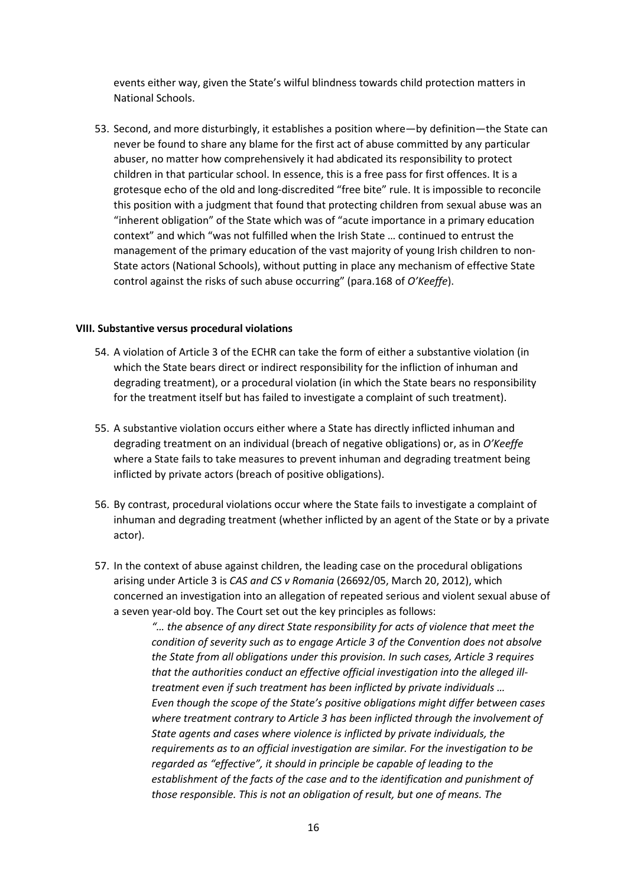events either way, given the State's wilful blindness towards child protection matters in National Schools.

53. Second, and more disturbingly, it establishes a position where—by definition—the State can never be found to share any blame for the first act of abuse committed by any particular abuser, no matter how comprehensively it had abdicated its responsibility to protect children in that particular school. In essence, this is a free pass for first offences. It is a grotesque echo of the old and long-discredited "free bite" rule. It is impossible to reconcile this position with a judgment that found that protecting children from sexual abuse was an "inherent obligation" of the State which was of "acute importance in a primary education context" and which "was not fulfilled when the Irish State … continued to entrust the management of the primary education of the vast majority of young Irish children to non-State actors (National Schools), without putting in place any mechanism of effective State control against the risks of such abuse occurring" (para.168 of *O'Keeffe*).

## VIII. Substantive versus procedural violations

54. A violation of Article 3 of the ECHR can take the form of either a substantive violation (in which the State bears direct or indirect responsibility for the infliction of inhuman and degrading treatment), or a procedural violation (in which the State bears no responsibility for the treatment itself but has failed to investigate a complaint of such treatment).

55. A substantive violation occurs either where a State has directly inflicted inhuman and degrading treatment on an individual (breach of negative obligations) or, as in *O'Keeffe* where a State fails to take measures to prevent inhuman and degrading treatment being inflicted by private actors (breach of positive obligations).

56. By contrast, procedural violations occur where the State fails to investigate a complaint of inhuman and degrading treatment (whether inflicted by an agent of the State or by a private actor).

57. In the context of abuse against children, the leading case on the procedural obligations arising under Article 3 is *CAS and CS v Romania* (26692/05, March 20, 2012), which concerned an investigation into an allegation of repeated serious and violent sexual abuse of a seven year-old boy. The Court set out the key principles as follows:

> *"… the absence of any direct State responsibility for acts of violence that meet the condition of severity such as to engage Article 3 of the Convention does not absolve the State from all obligations under this provision. In such cases, Article 3 requires that the authorities conduct an effective official investigation into the alleged ill-treatment even if such treatment has been inflicted by private individuals … Even though the scope of the State's positive obligations might differ between cases where treatment contrary to Article 3 has been inflicted through the involvement of State agents and cases where violence is inflicted by private individuals, the requirements as to an official investigation are similar. For the investigation to be regarded as "effective", it should in principle be capable of leading to the establishment of the facts of the case and to the identification and punishment of those responsible. This is not an obligation of result, but one of means. The*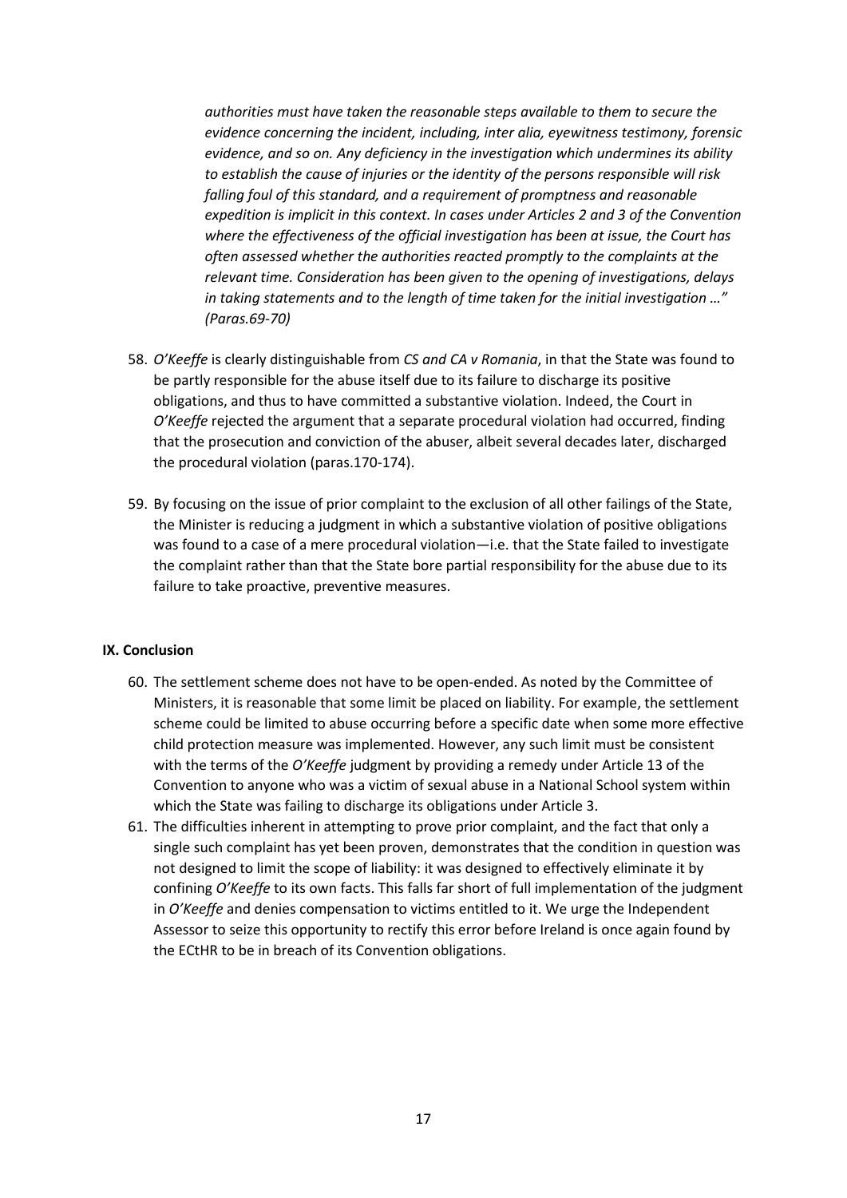*authorities must have taken the reasonable steps available to them to secure the evidence concerning the incident, including, inter alia, eyewitness testimony, forensic evidence, and so on. Any deficiency in the investigation which undermines its ability to establish the cause of injuries or the identity of the persons responsible will risk falling foul of this standard, and a requirement of promptness and reasonable expedition is implicit in this context. In cases under Articles 2 and 3 of the Convention where the effectiveness of the official investigation has been at issue, the Court has often assessed whether the authorities reacted promptly to the complaints at the relevant time. Consideration has been given to the opening of investigations, delays in taking statements and to the length of time taken for the initial investigation …" (Paras.69-70)*

58. *O'Keeffe* is clearly distinguishable from *CS and CA v Romania*, in that the State was found to be partly responsible for the abuse itself due to its failure to discharge its positive obligations, and thus to have committed a substantive violation. Indeed, the Court in *O'Keeffe* rejected the argument that a separate procedural violation had occurred, finding that the prosecution and conviction of the abuser, albeit several decades later, discharged the procedural violation (paras.170-174).
59. By focusing on the issue of prior complaint to the exclusion of all other failings of the State, the Minister is reducing a judgment in which a substantive violation of positive obligations was found to a case of a mere procedural violation—i.e. that the State failed to investigate the complaint rather than that the State bore partial responsibility for the abuse due to its failure to take proactive, preventive measures.

**IX. Conclusion**

60. The settlement scheme does not have to be open-ended. As noted by the Committee of Ministers, it is reasonable that some limit be placed on liability. For example, the settlement scheme could be limited to abuse occurring before a specific date when some more effective child protection measure was implemented. However, any such limit must be consistent with the terms of the *O'Keeffe* judgment by providing a remedy under Article 13 of the Convention to anyone who was a victim of sexual abuse in a National School system within which the State was failing to discharge its obligations under Article 3.
61. The difficulties inherent in attempting to prove prior complaint, and the fact that only a single such complaint has yet been proven, demonstrates that the condition in question was not designed to limit the scope of liability: it was designed to effectively eliminate it by confining *O'Keeffe* to its own facts. This falls far short of full implementation of the judgment in *O'Keeffe* and denies compensation to victims entitled to it. We urge the Independent Assessor to seize this opportunity to rectify this error before Ireland is once again found by the ECtHR to be in breach of its Convention obligations.